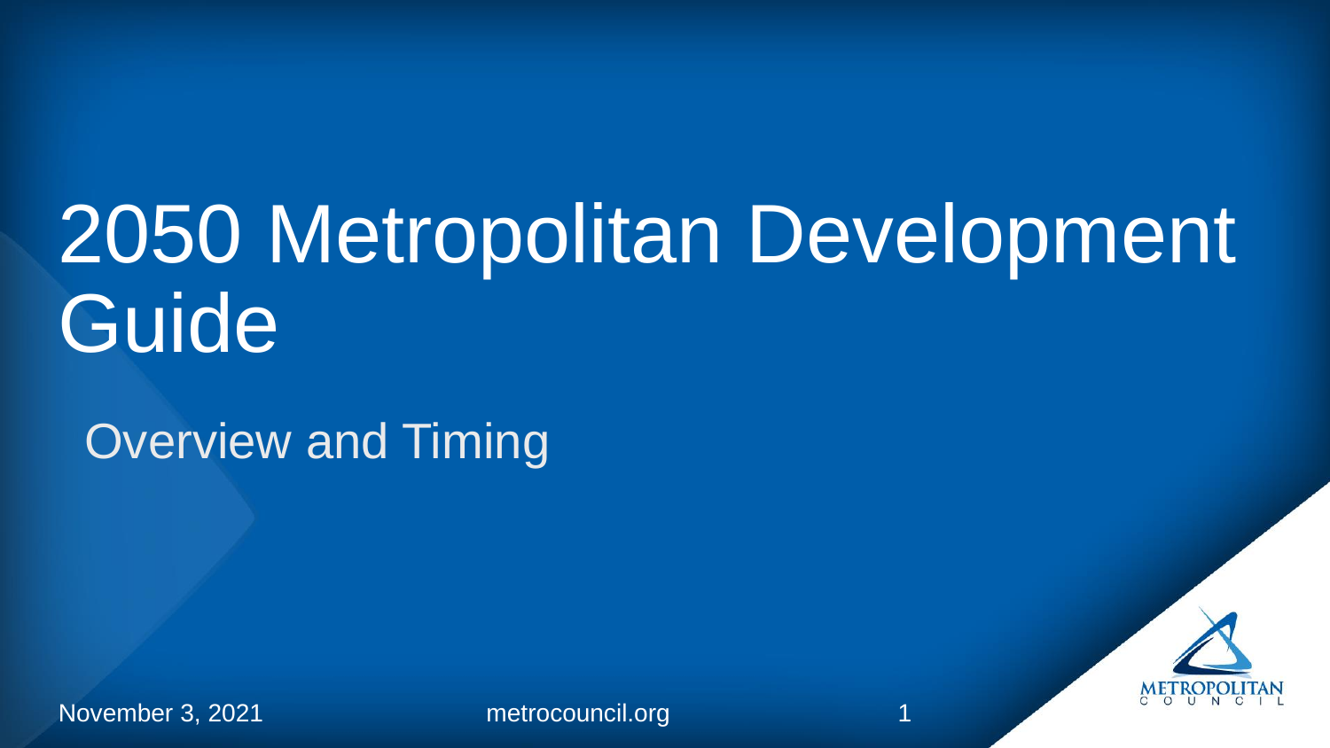# 2050 Metropolitan Development Guide

## Overview and Timing

November 3, 2021

metrocouncil.org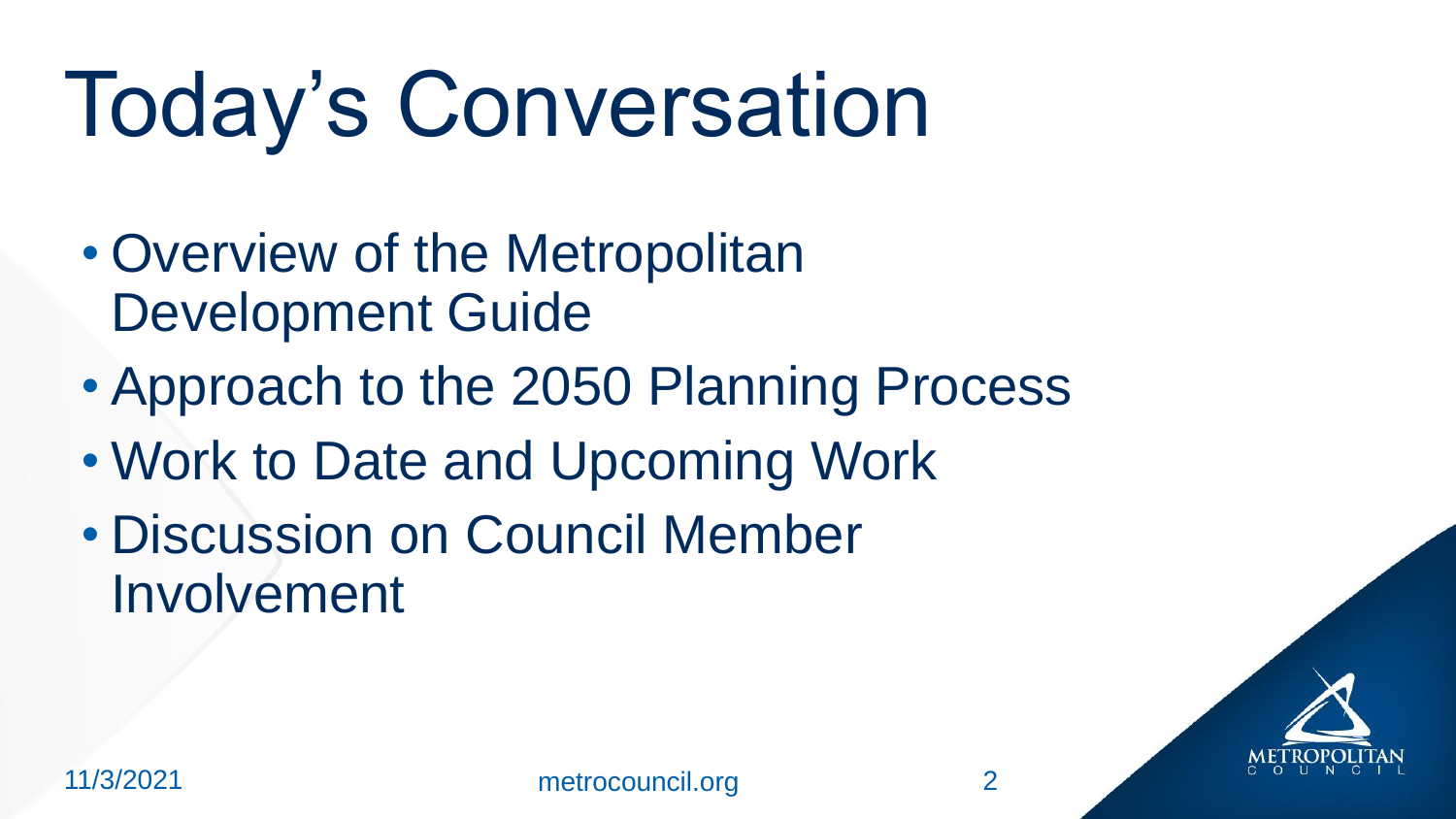# Today's Conversation

- Overview of the Metropolitan Development Guide
- Approach to the 2050 Planning Process
- Work to Date and Upcoming Work
- Discussion on Council Member Involvement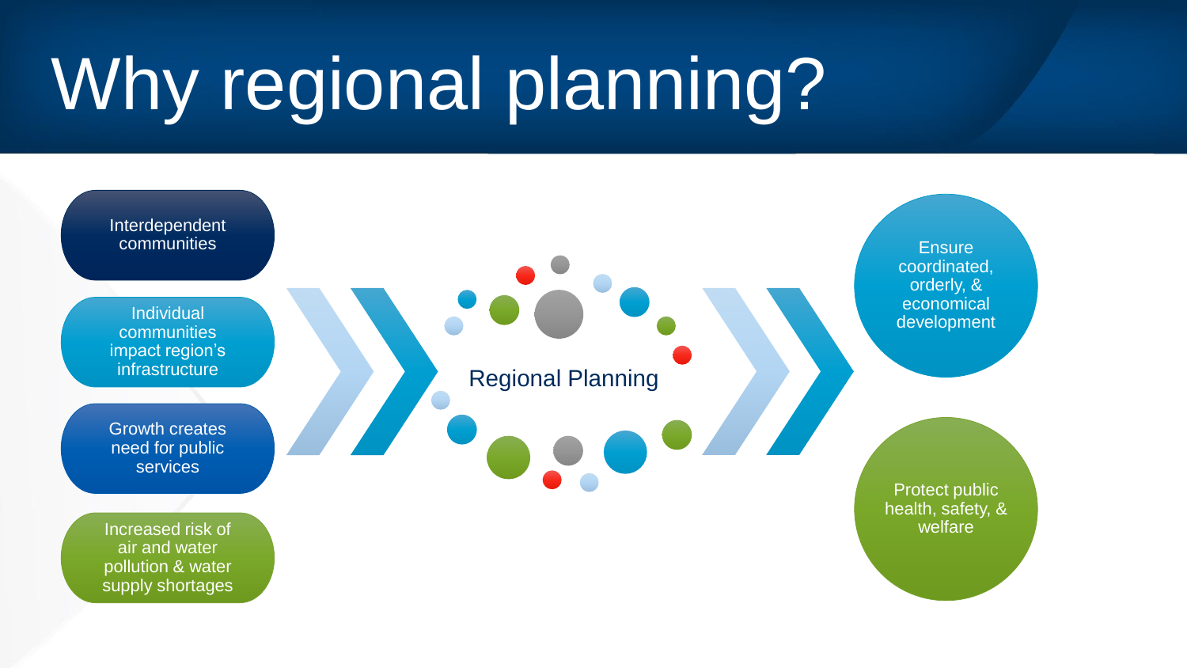# Why regional planning?

- Interdependent communities
- Individual communities impact region's infrastructure
- Growth creates need for public services
- Increased risk of air and water pollution & water supply shortages

Regional Planning

- Ensure coordinated, orderly, & economical development
- Protect public health, safety, & welfare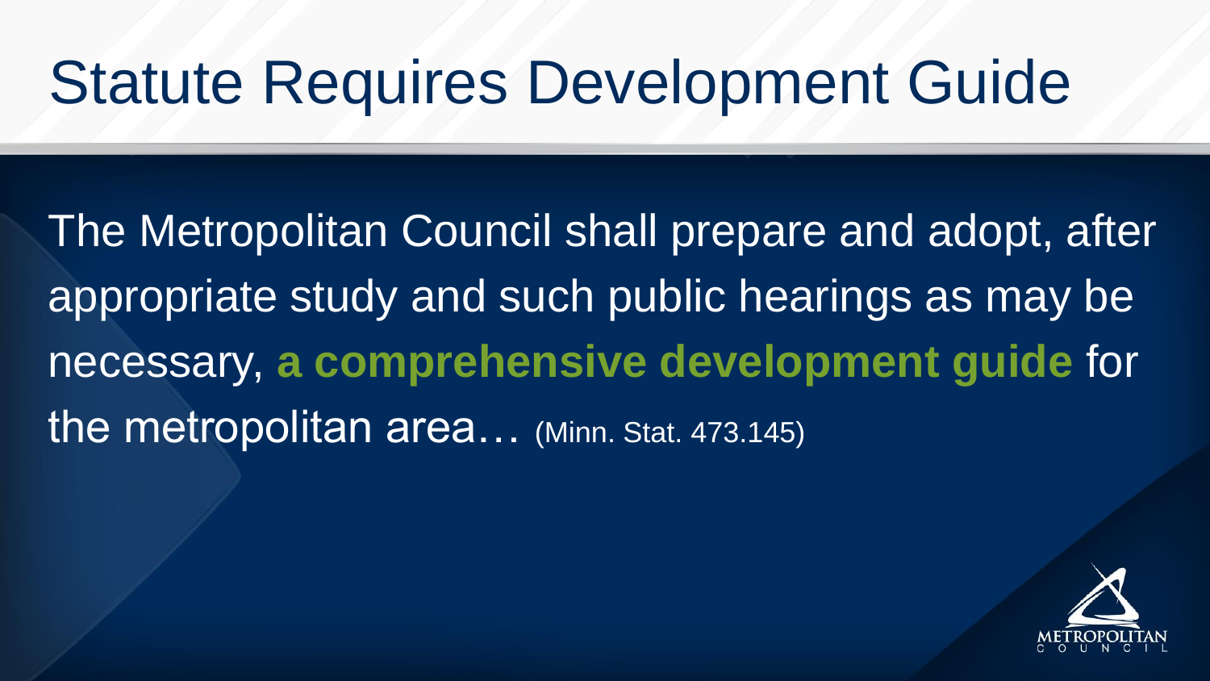# Statute Requires Development Guide

The Metropolitan Council shall prepare and adopt, after appropriate study and such public hearings as may be necessary, **a comprehensive development guide** for the metropolitan area… (Minn. Stat. 473.145)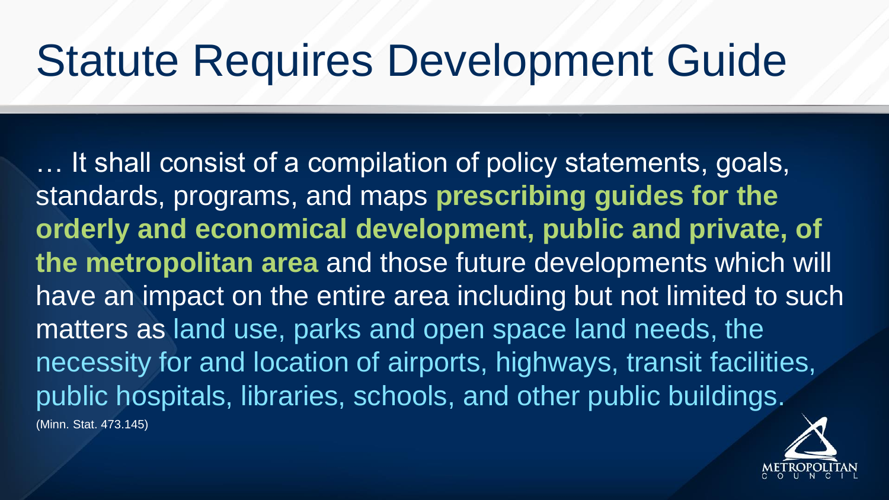# Statute Requires Development Guide

… It shall consist of a compilation of policy statements, goals, standards, programs, and maps **prescribing guides for the orderly and economical development, public and private, of the metropolitan area** and those future developments which will have an impact on the entire area including but not limited to such matters as land use, parks and open space land needs, the necessity for and location of airports, highways, transit facilities, public hospitals, libraries, schools, and other public buildings.

(Minn. Stat. 473.145)

METROPOLITAN COUNCIL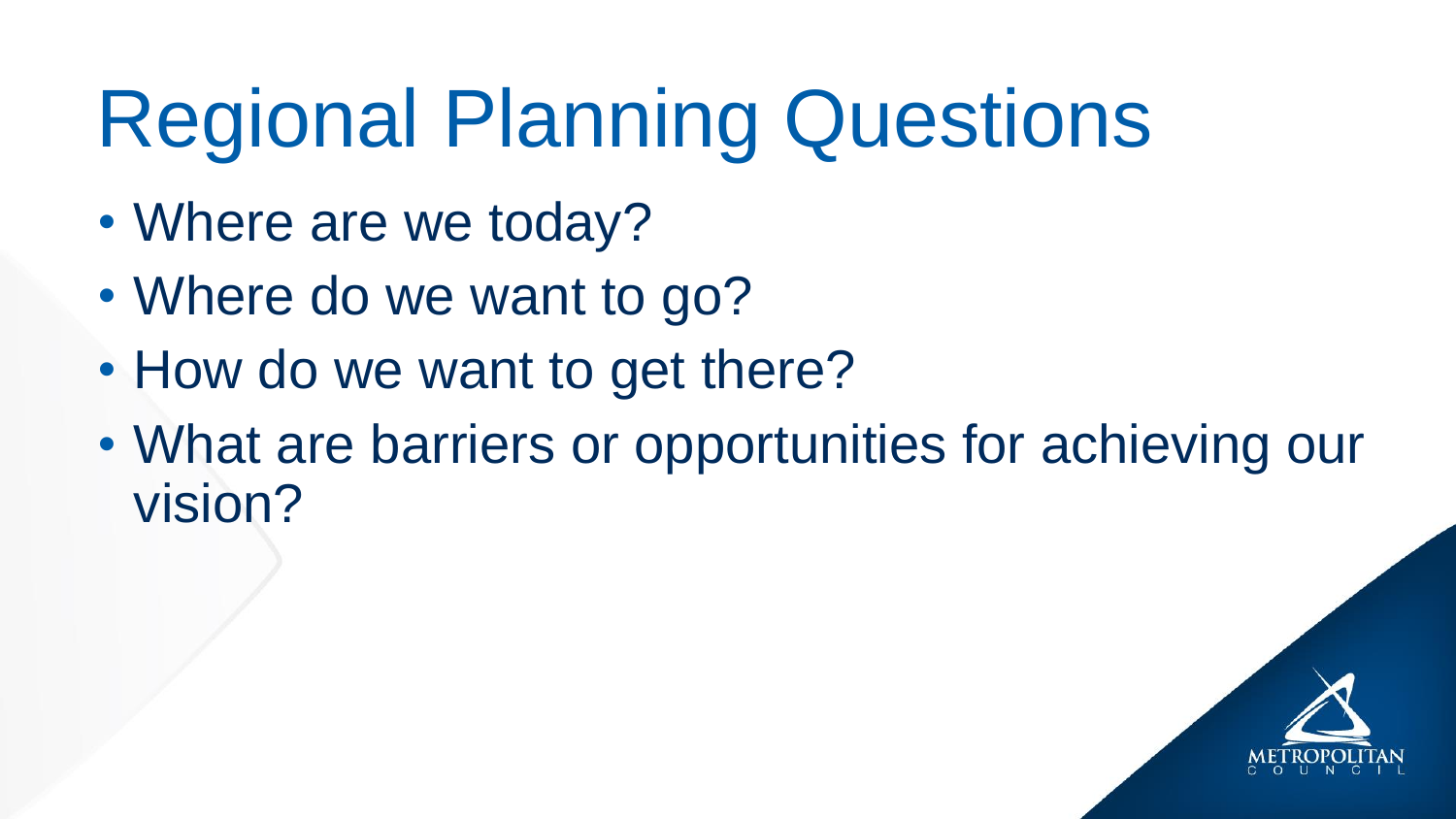# Regional Planning Questions

- Where are we today?
- Where do we want to go?
- How do we want to get there?
- What are barriers or opportunities for achieving our vision?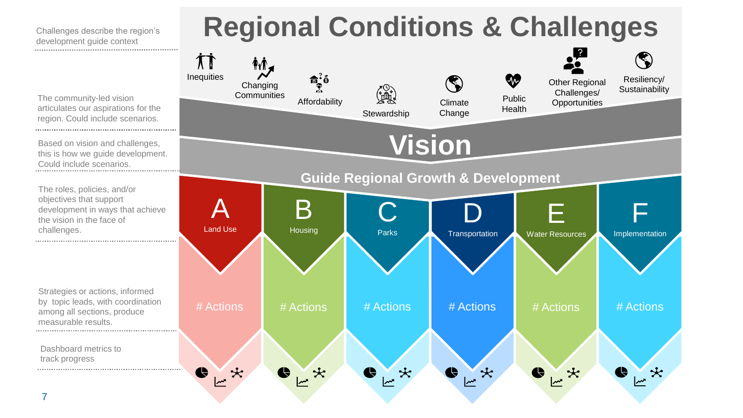# Regional Conditions & Challenges

Challenges describe the region's development guide context

Inequities | Changing Communities | Affordability | Stewardship | Climate Change | Public Health | Other Regional Challenges/ Opportunities | Resiliency/ Sustainability

The community-led vision articulates our aspirations for the region. Could include scenarios.

## Vision

Based on vision and challenges, this is how we guide development. Could include scenarios.

## Guide Regional Growth & Development

The roles, policies, and/or objectives that support development in ways that achieve the vision in the face of challenges.

- A — Land Use
- B — Housing
- C — Parks
- D — Transportation
- E — Water Resources
- F — Implementation

Strategies or actions, informed by topic leads, with coordination among all sections, produce measurable results.

| A | B | C | D | E | F |
|---|---|---|---|---|---|
| # Actions | # Actions | # Actions | # Actions | # Actions | # Actions |

Dashboard metrics to track progress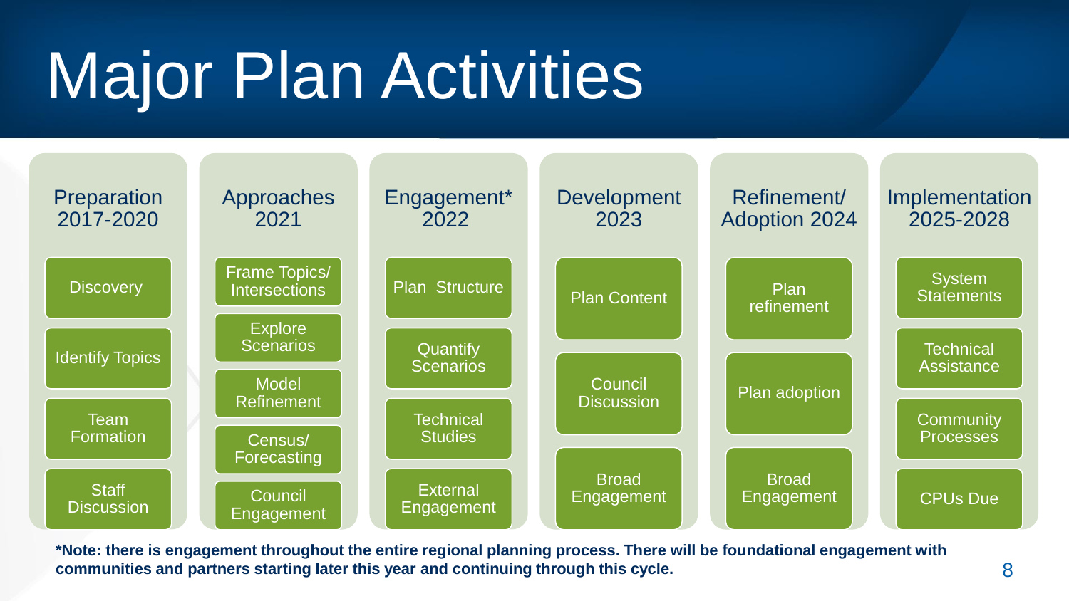# Major Plan Activities

| Preparation 2017-2020 | Approaches 2021 | Engagement* 2022 | Development 2023 | Refinement/ Adoption 2024 | Implementation 2025-2028 |
| --- | --- | --- | --- | --- | --- |
| Discovery | Frame Topics/ Intersections | Plan Structure | Plan Content | Plan refinement | System Statements |
| Identify Topics | Explore Scenarios | Quantify Scenarios | Council Discussion | Plan adoption | Technical Assistance |
| Team Formation | Model Refinement | Technical Studies | Broad Engagement | Broad Engagement | Community Processes |
| Staff Discussion | Census/ Forecasting | External Engagement | | | CPUs Due |
| | Council Engagement | | | | |

**\*Note: there is engagement throughout the entire regional planning process. There will be foundational engagement with communities and partners starting later this year and continuing through this cycle.**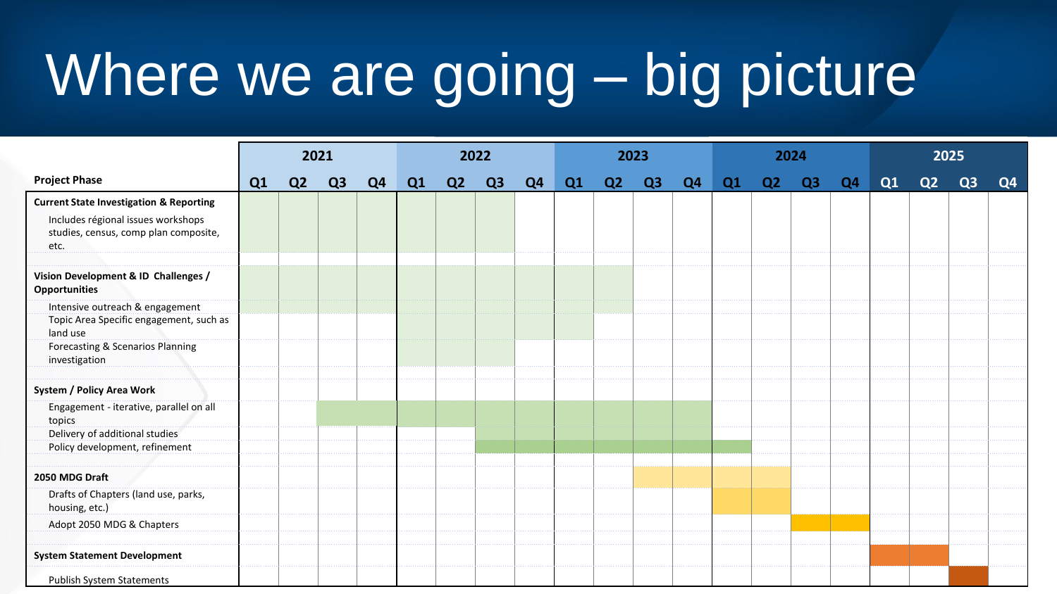# Where we are going – big picture

| Project Phase | 2021 Q1 | 2021 Q2 | 2021 Q3 | 2021 Q4 | 2022 Q1 | 2022 Q2 | 2022 Q3 | 2022 Q4 | 2023 Q1 | 2023 Q2 | 2023 Q3 | 2023 Q4 | 2024 Q1 | 2024 Q2 | 2024 Q3 | 2024 Q4 | 2025 Q1 | 2025 Q2 | 2025 Q3 | 2025 Q4 |
|---|---|---|---|---|---|---|---|---|---|---|---|---|---|---|---|---|---|---|---|---|
| **Current State Investigation & Reporting** | ■ | ■ | ■ | ■ | ■ | ■ | ■ | | | | | | | | | | | | | |
| Includes régional issues workshops studies, census, comp plan composite, etc. | ■ | ■ | ■ | ■ | ■ | ■ | ■ | | | | | | | | | | | | | |
| **Vision Development & ID Challenges / Opportunities** | ■ | ■ | ■ | ■ | ■ | ■ | ■ | ■ | ■ | ■ | | | | | | | | | | |
| Intensive outreach & engagement | ■ | ■ | ■ | ■ | ■ | ■ | ■ | ■ | ■ | ■ | | | | | | | | | | |
| Topic Area Specific engagement, such as land use | | | | | ■ | ■ | ■ | ■ | ■ | | | | | | | | | | | |
| Forecasting & Scenarios Planning investigation | | | | | ■ | ■ | ■ | | | | | | | | | | | | | |
| **System / Policy Area Work** | | | | | | | | | | | | | | | | | | | | |
| Engagement - iterative, parallel on all topics | | | ■ | ■ | ■ | ■ | ■ | ■ | ■ | ■ | ■ | ■ | | | | | | | | |
| Delivery of additional studies | | | | | | | ■ | ■ | ■ | ■ | ■ | ■ | | | | | | | | |
| Policy development, refinement | | | | | | | ■ | ■ | ■ | ■ | ■ | ■ | ■ | | | | | | | |
| **2050 MDG Draft** | | | | | | | | | | | ■ | ■ | ■ | ■ | | | | | | |
| Drafts of Chapters (land use, parks, housing, etc.) | | | | | | | | | | | | | ■ | ■ | | | | | | |
| Adopt 2050 MDG & Chapters | | | | | | | | | | | | | | | ■ | ■ | | | | |
| **System Statement Development** | | | | | | | | | | | | | | | | | ■ | ■ | | |
| Publish System Statements | | | | | | | | | | | | | | | | | | | ■ | |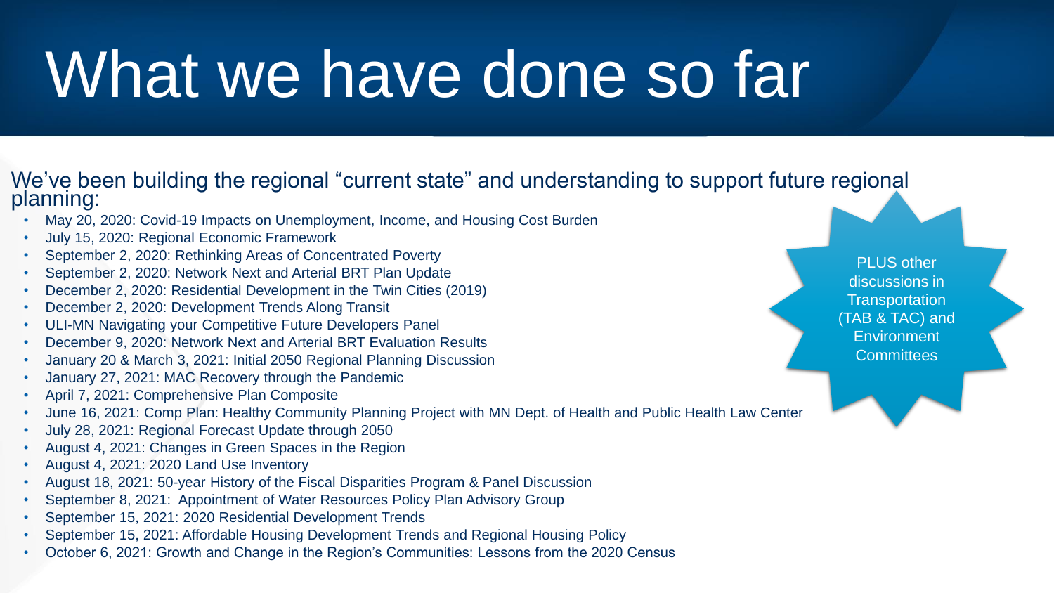# What we have done so far

We've been building the regional "current state" and understanding to support future regional planning:

- May 20, 2020: Covid-19 Impacts on Unemployment, Income, and Housing Cost Burden
- July 15, 2020: Regional Economic Framework
- September 2, 2020: Rethinking Areas of Concentrated Poverty
- September 2, 2020: Network Next and Arterial BRT Plan Update
- December 2, 2020: Residential Development in the Twin Cities (2019)
- December 2, 2020: Development Trends Along Transit
- ULI-MN Navigating your Competitive Future Developers Panel
- December 9, 2020: Network Next and Arterial BRT Evaluation Results
- January 20 & March 3, 2021: Initial 2050 Regional Planning Discussion
- January 27, 2021: MAC Recovery through the Pandemic
- April 7, 2021: Comprehensive Plan Composite
- June 16, 2021: Comp Plan: Healthy Community Planning Project with MN Dept. of Health and Public Health Law Center
- July 28, 2021: Regional Forecast Update through 2050
- August 4, 2021: Changes in Green Spaces in the Region
- August 4, 2021: 2020 Land Use Inventory
- August 18, 2021: 50-year History of the Fiscal Disparities Program & Panel Discussion
- September 8, 2021: Appointment of Water Resources Policy Plan Advisory Group
- September 15, 2021: 2020 Residential Development Trends
- September 15, 2021: Affordable Housing Development Trends and Regional Housing Policy
- October 6, 2021: Growth and Change in the Region's Communities: Lessons from the 2020 Census

PLUS other discussions in Transportation (TAB & TAC) and Environment Committees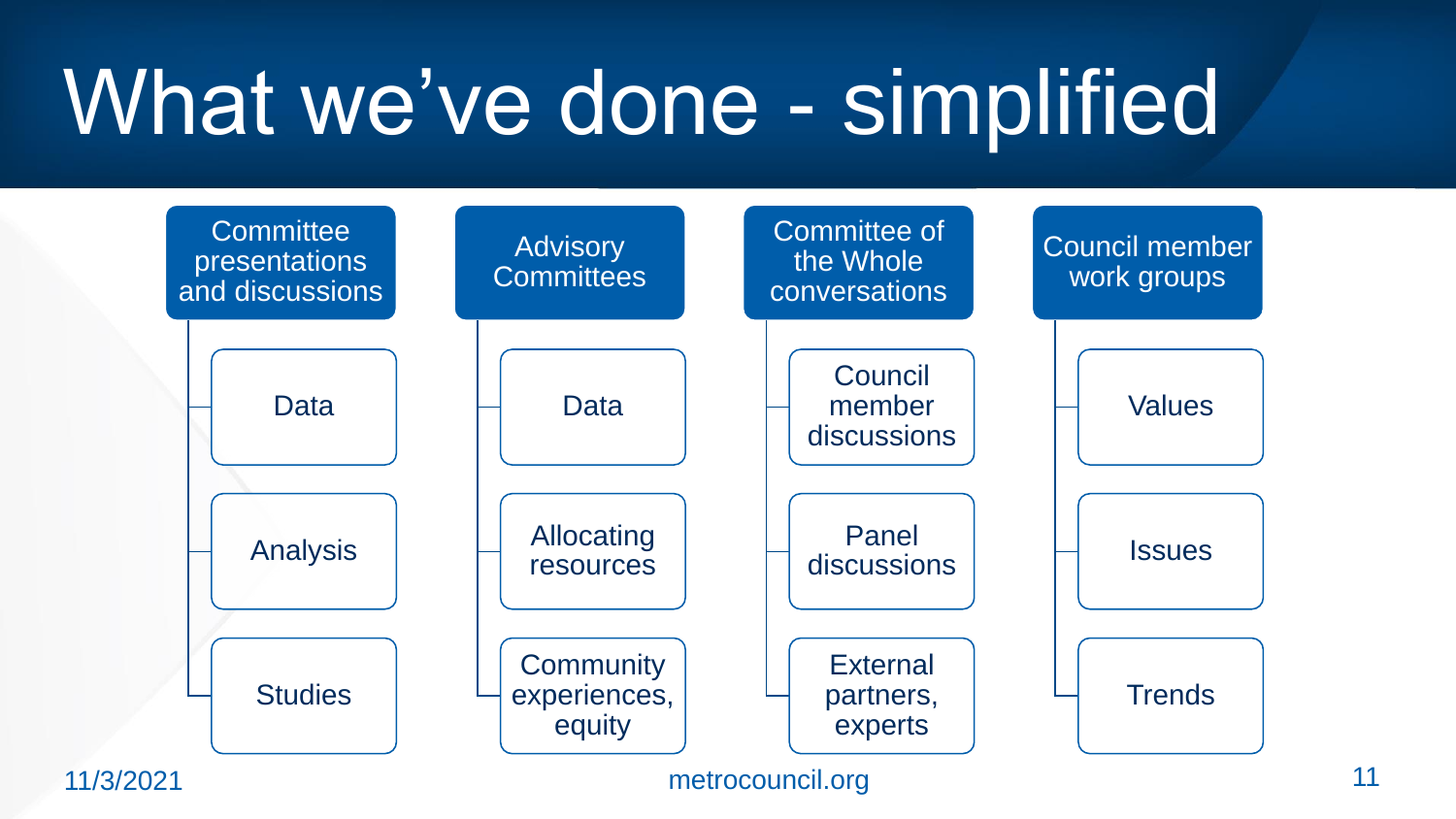# What we've done - simplified

- **Committee presentations and discussions**
  - Data
  - Analysis
  - Studies
- **Advisory Committees**
  - Data
  - Allocating resources
  - Community experiences, equity
- **Committee of the Whole conversations**
  - Council member discussions
  - Panel discussions
  - External partners, experts
- **Council member work groups**
  - Values
  - Issues
  - Trends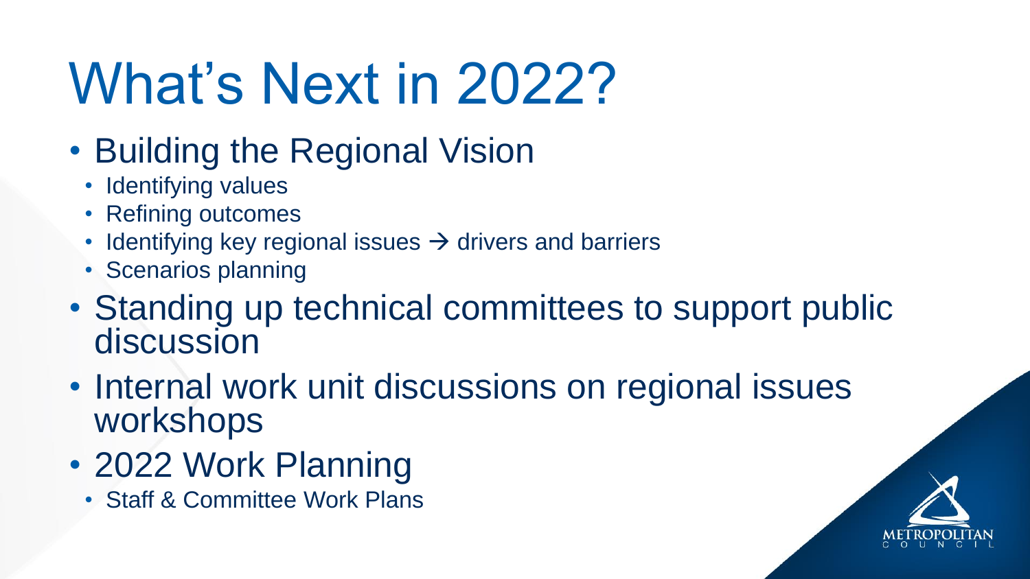# What's Next in 2022?

- Building the Regional Vision
  - Identifying values
  - Refining outcomes
  - Identifying key regional issues → drivers and barriers
  - Scenarios planning
- Standing up technical committees to support public discussion
- Internal work unit discussions on regional issues workshops
- 2022 Work Planning
  - Staff & Committee Work Plans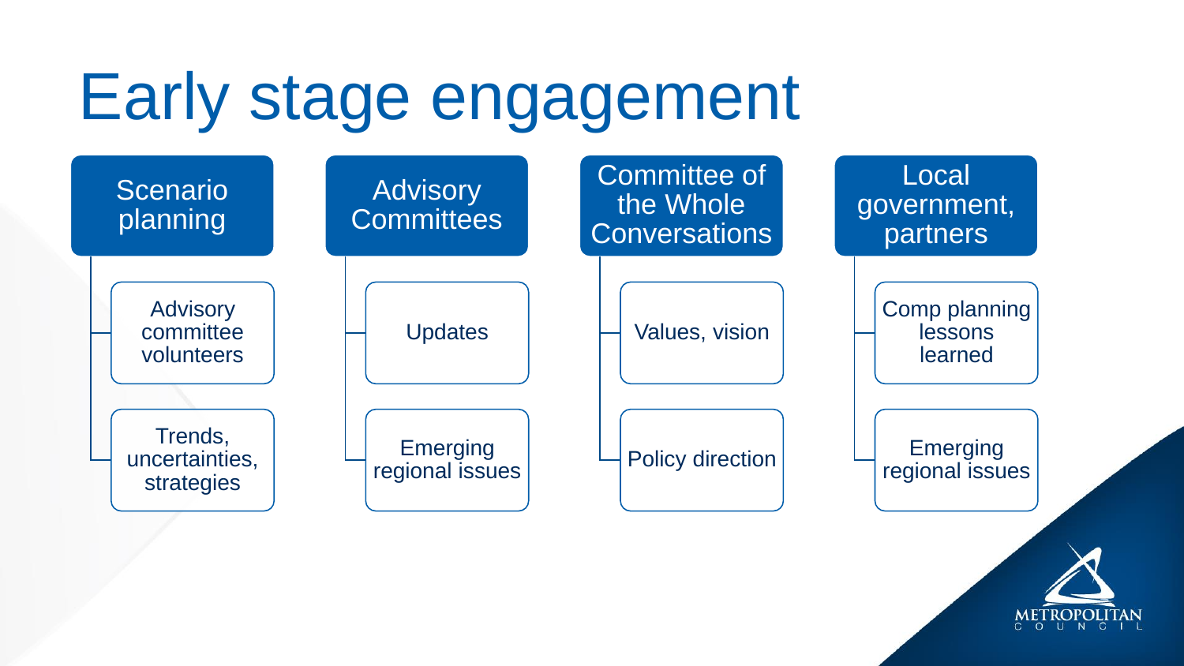# Early stage engagement

- **Scenario planning**
  - Advisory committee volunteers
  - Trends, uncertainties, strategies
- **Advisory Committees**
  - Updates
  - Emerging regional issues
- **Committee of the Whole Conversations**
  - Values, vision
  - Policy direction
- **Local government, partners**
  - Comp planning lessons learned
  - Emerging regional issues

METROPOLITAN COUNCIL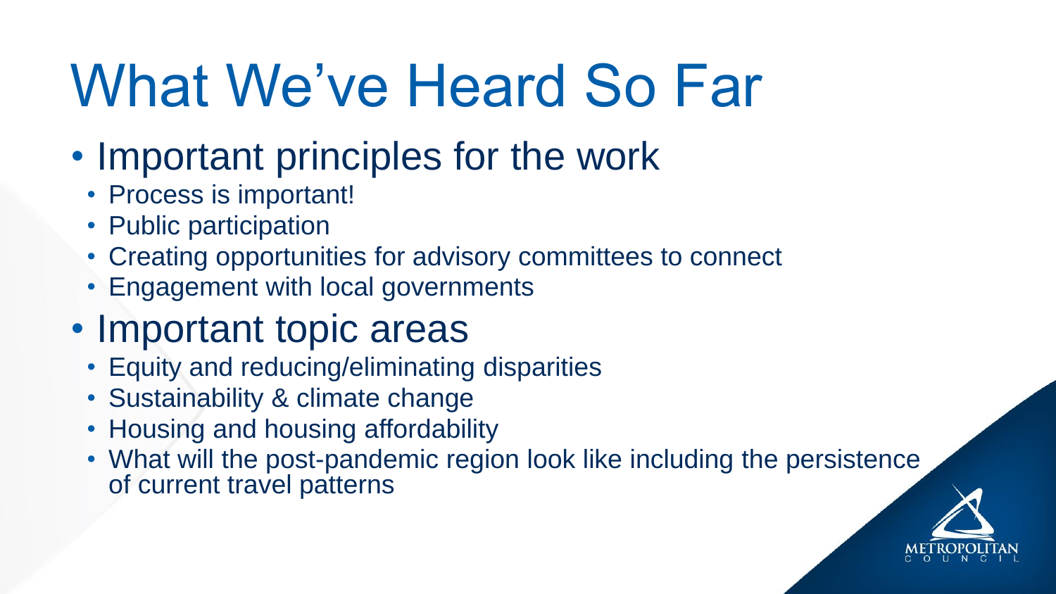# What We've Heard So Far

- Important principles for the work
  - Process is important!
  - Public participation
  - Creating opportunities for advisory committees to connect
  - Engagement with local governments
- Important topic areas
  - Equity and reducing/eliminating disparities
  - Sustainability & climate change
  - Housing and housing affordability
  - What will the post-pandemic region look like including the persistence of current travel patterns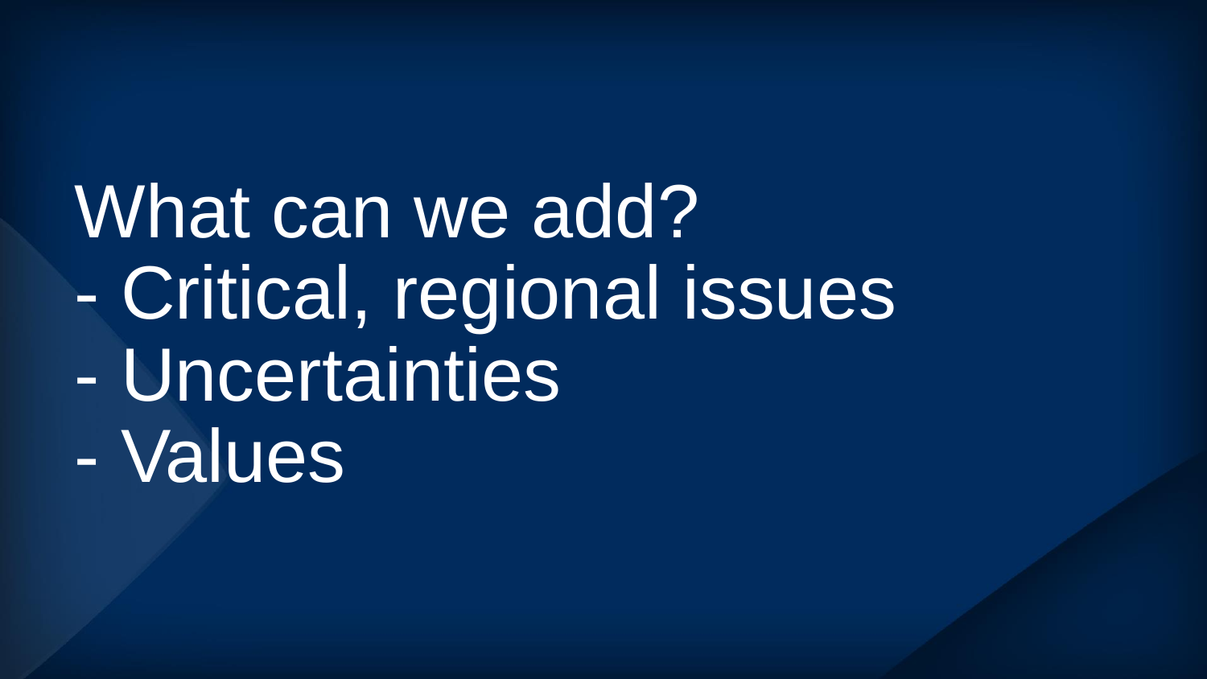# What can we add?

- Critical, regional issues
- Uncertainties
- Values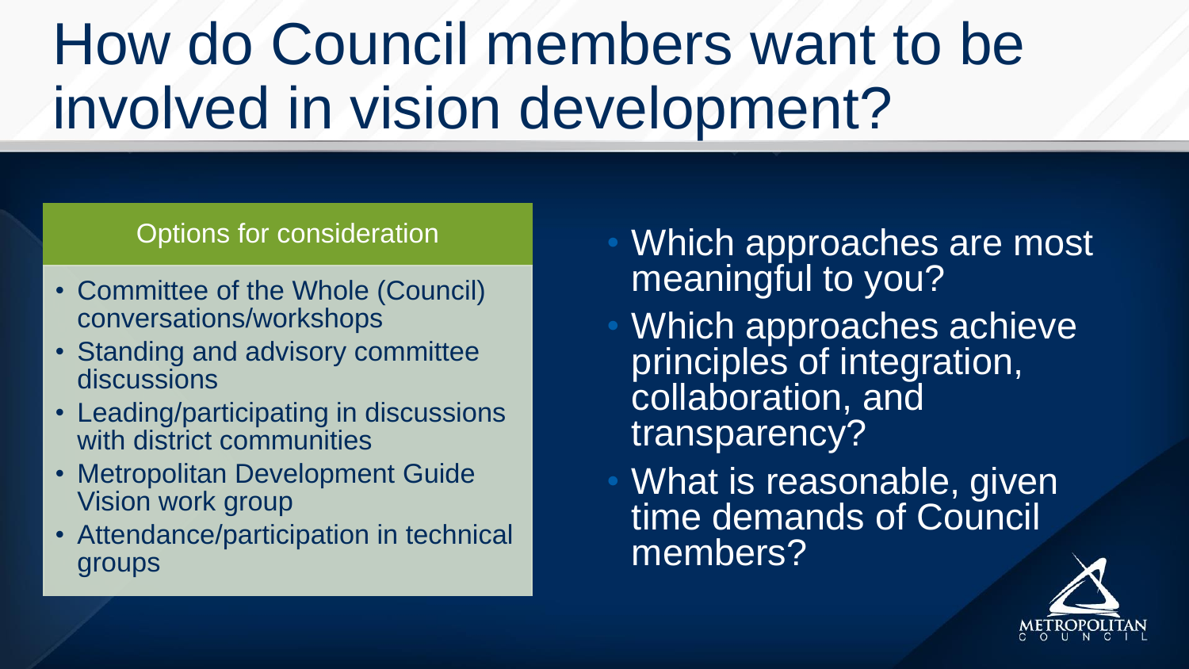# How do Council members want to be involved in vision development?

**Options for consideration**

- Committee of the Whole (Council) conversations/workshops
- Standing and advisory committee discussions
- Leading/participating in discussions with district communities
- Metropolitan Development Guide Vision work group
- Attendance/participation in technical groups

- Which approaches are most meaningful to you?
- Which approaches achieve principles of integration, collaboration, and transparency?
- What is reasonable, given time demands of Council members?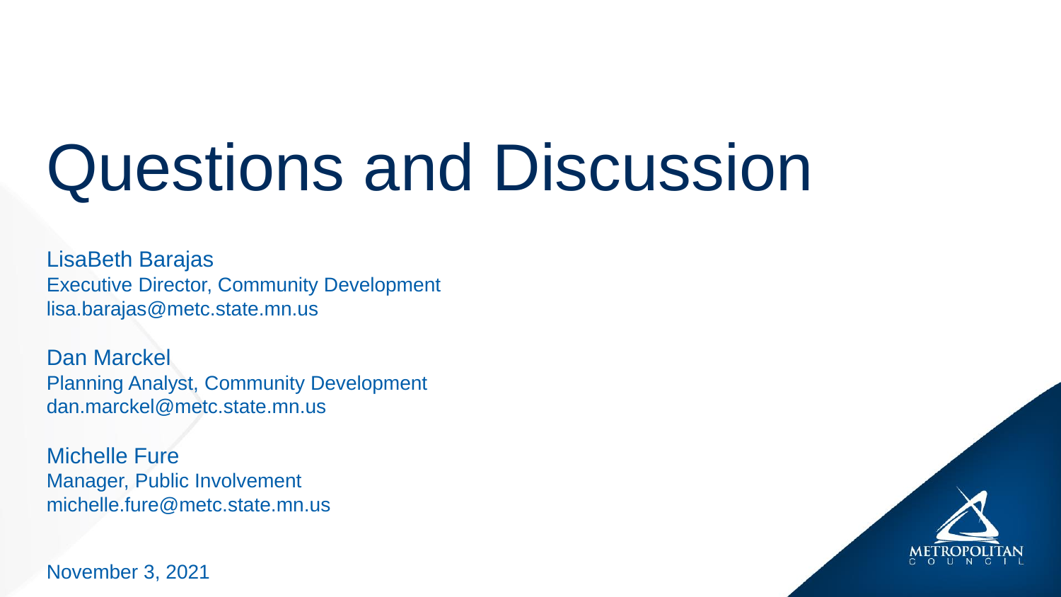# Questions and Discussion

LisaBeth Barajas
Executive Director, Community Development
lisa.barajas@metc.state.mn.us

Dan Marckel
Planning Analyst, Community Development
dan.marckel@metc.state.mn.us

Michelle Fure
Manager, Public Involvement
michelle.fure@metc.state.mn.us

November 3, 2021

METROPOLITAN COUNCIL